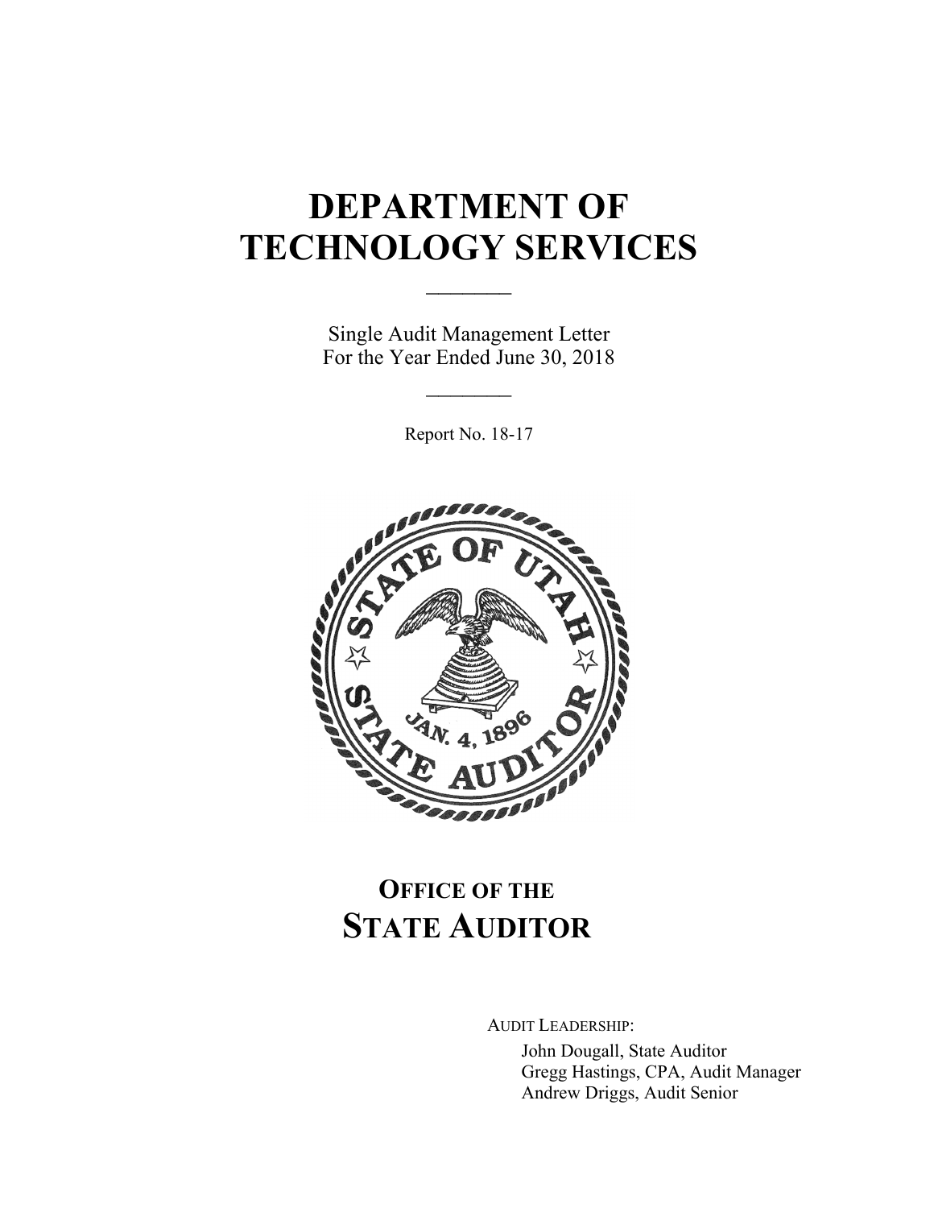# DEPARTMENT OF TECHNOLOGY SERVICES

Single Audit Management Letter
For the Year Ended June 30, 2018

Report No. 18-17

## OFFICE OF THE STATE AUDITOR

AUDIT LEADERSHIP:

John Dougall, State Auditor
Gregg Hastings, CPA, Audit Manager
Andrew Driggs, Audit Senior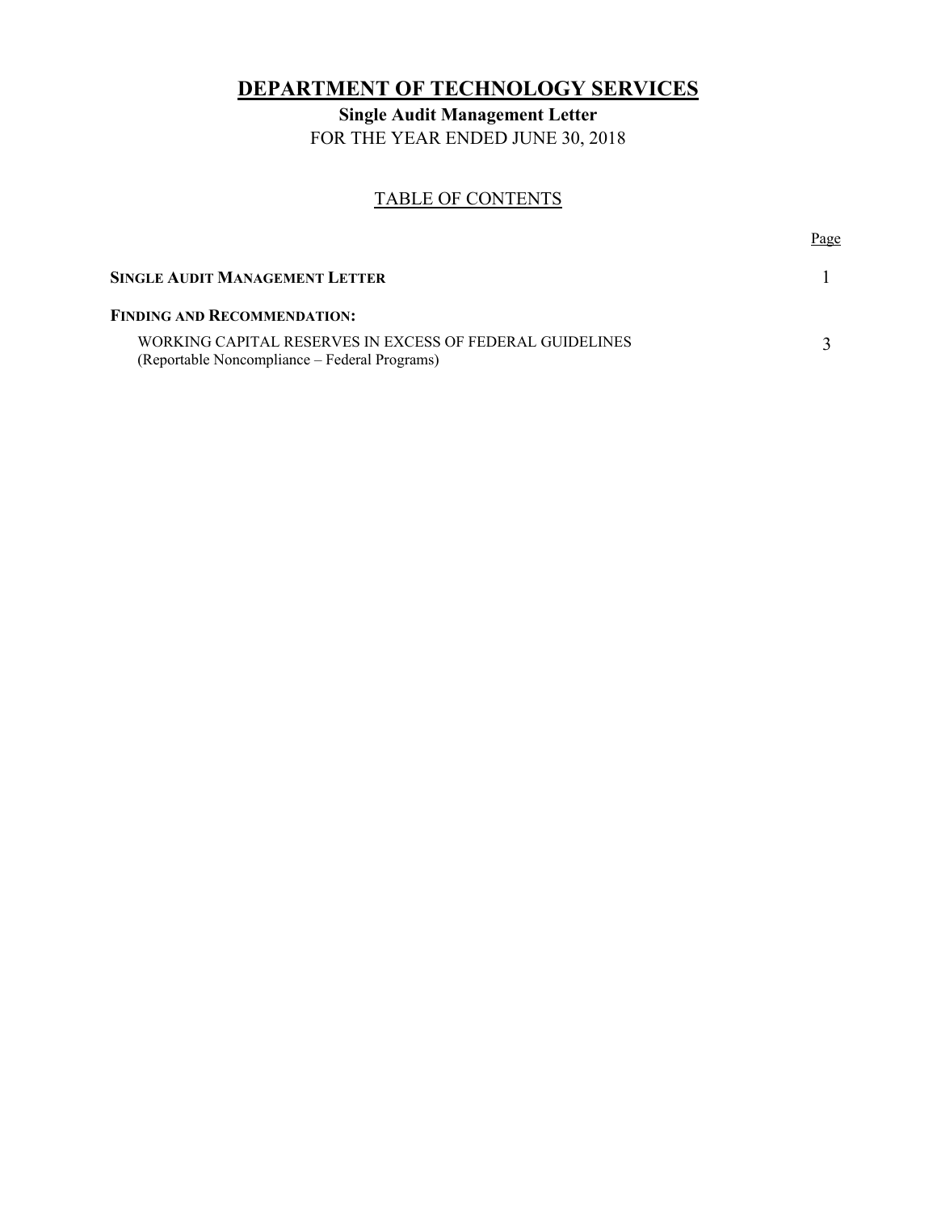# DEPARTMENT OF TECHNOLOGY SERVICES

**Single Audit Management Letter**

FOR THE YEAR ENDED JUNE 30, 2018

## TABLE OF CONTENTS

| | Page |
|---|---|
| **SINGLE AUDIT MANAGEMENT LETTER** | 1 |
| **FINDING AND RECOMMENDATION:** | |
| WORKING CAPITAL RESERVES IN EXCESS OF FEDERAL GUIDELINES (Reportable Noncompliance – Federal Programs) | 3 |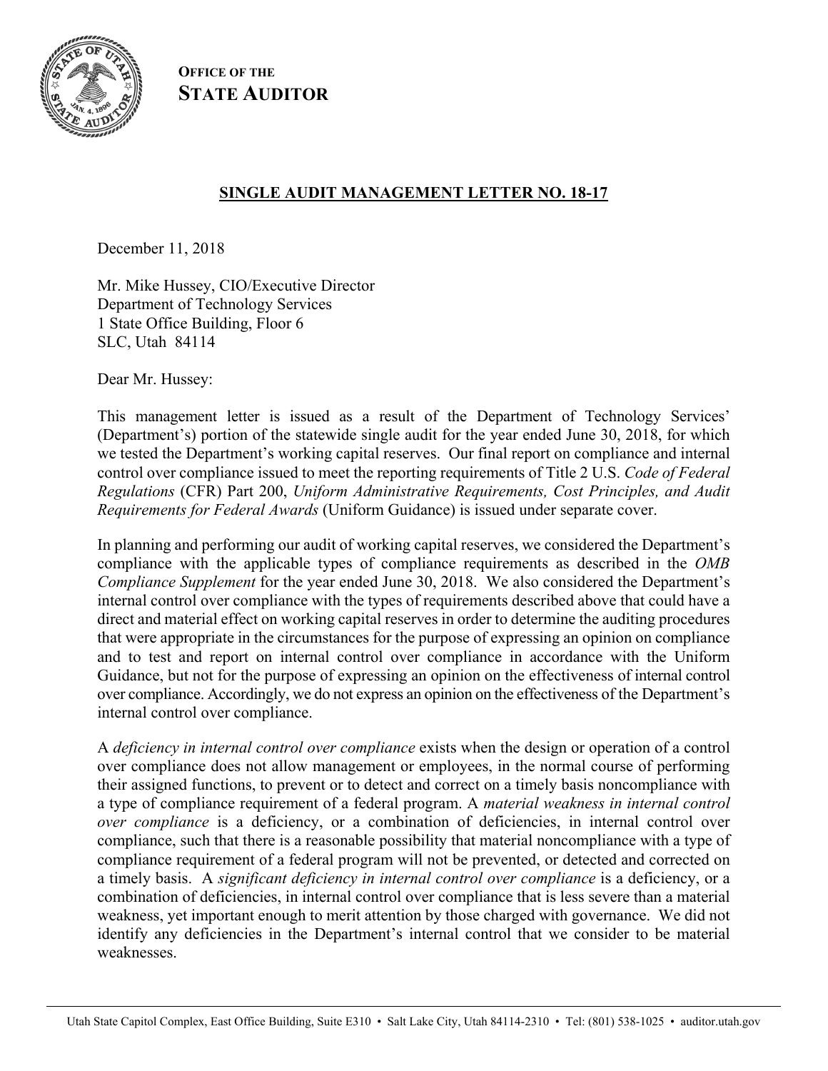**OFFICE OF THE**
**STATE AUDITOR**

## SINGLE AUDIT MANAGEMENT LETTER NO. 18-17

December 11, 2018

Mr. Mike Hussey, CIO/Executive Director
Department of Technology Services
1 State Office Building, Floor 6
SLC, Utah 84114

Dear Mr. Hussey:

This management letter is issued as a result of the Department of Technology Services' (Department's) portion of the statewide single audit for the year ended June 30, 2018, for which we tested the Department's working capital reserves. Our final report on compliance and internal control over compliance issued to meet the reporting requirements of Title 2 U.S. *Code of Federal Regulations* (CFR) Part 200, *Uniform Administrative Requirements, Cost Principles, and Audit Requirements for Federal Awards* (Uniform Guidance) is issued under separate cover.

In planning and performing our audit of working capital reserves, we considered the Department's compliance with the applicable types of compliance requirements as described in the *OMB Compliance Supplement* for the year ended June 30, 2018. We also considered the Department's internal control over compliance with the types of requirements described above that could have a direct and material effect on working capital reserves in order to determine the auditing procedures that were appropriate in the circumstances for the purpose of expressing an opinion on compliance and to test and report on internal control over compliance in accordance with the Uniform Guidance, but not for the purpose of expressing an opinion on the effectiveness of internal control over compliance. Accordingly, we do not express an opinion on the effectiveness of the Department's internal control over compliance.

A *deficiency in internal control over compliance* exists when the design or operation of a control over compliance does not allow management or employees, in the normal course of performing their assigned functions, to prevent or to detect and correct on a timely basis noncompliance with a type of compliance requirement of a federal program. A *material weakness in internal control over compliance* is a deficiency, or a combination of deficiencies, in internal control over compliance, such that there is a reasonable possibility that material noncompliance with a type of compliance requirement of a federal program will not be prevented, or detected and corrected on a timely basis. A *significant deficiency in internal control over compliance* is a deficiency, or a combination of deficiencies, in internal control over compliance that is less severe than a material weakness, yet important enough to merit attention by those charged with governance. We did not identify any deficiencies in the Department's internal control that we consider to be material weaknesses.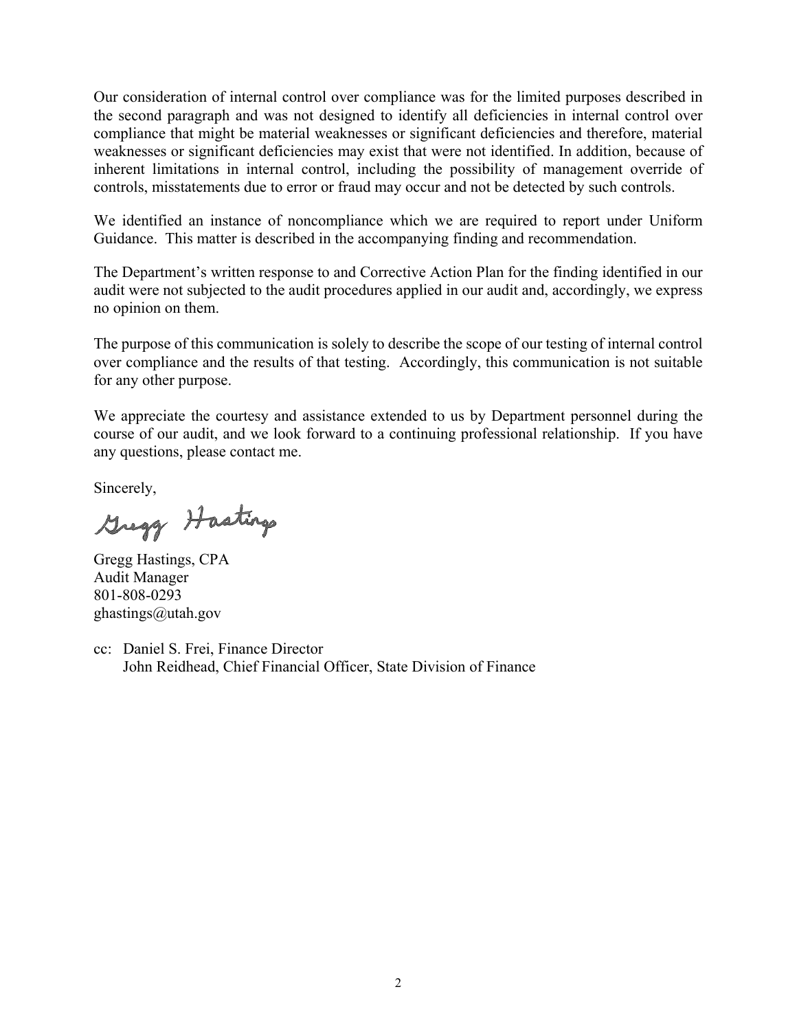Our consideration of internal control over compliance was for the limited purposes described in the second paragraph and was not designed to identify all deficiencies in internal control over compliance that might be material weaknesses or significant deficiencies and therefore, material weaknesses or significant deficiencies may exist that were not identified. In addition, because of inherent limitations in internal control, including the possibility of management override of controls, misstatements due to error or fraud may occur and not be detected by such controls.

We identified an instance of noncompliance which we are required to report under Uniform Guidance. This matter is described in the accompanying finding and recommendation.

The Department's written response to and Corrective Action Plan for the finding identified in our audit were not subjected to the audit procedures applied in our audit and, accordingly, we express no opinion on them.

The purpose of this communication is solely to describe the scope of our testing of internal control over compliance and the results of that testing. Accordingly, this communication is not suitable for any other purpose.

We appreciate the courtesy and assistance extended to us by Department personnel during the course of our audit, and we look forward to a continuing professional relationship. If you have any questions, please contact me.

Sincerely,

Gregg Hastings

Gregg Hastings, CPA
Audit Manager
801-808-0293
ghastings@utah.gov

cc: Daniel S. Frei, Finance Director
John Reidhead, Chief Financial Officer, State Division of Finance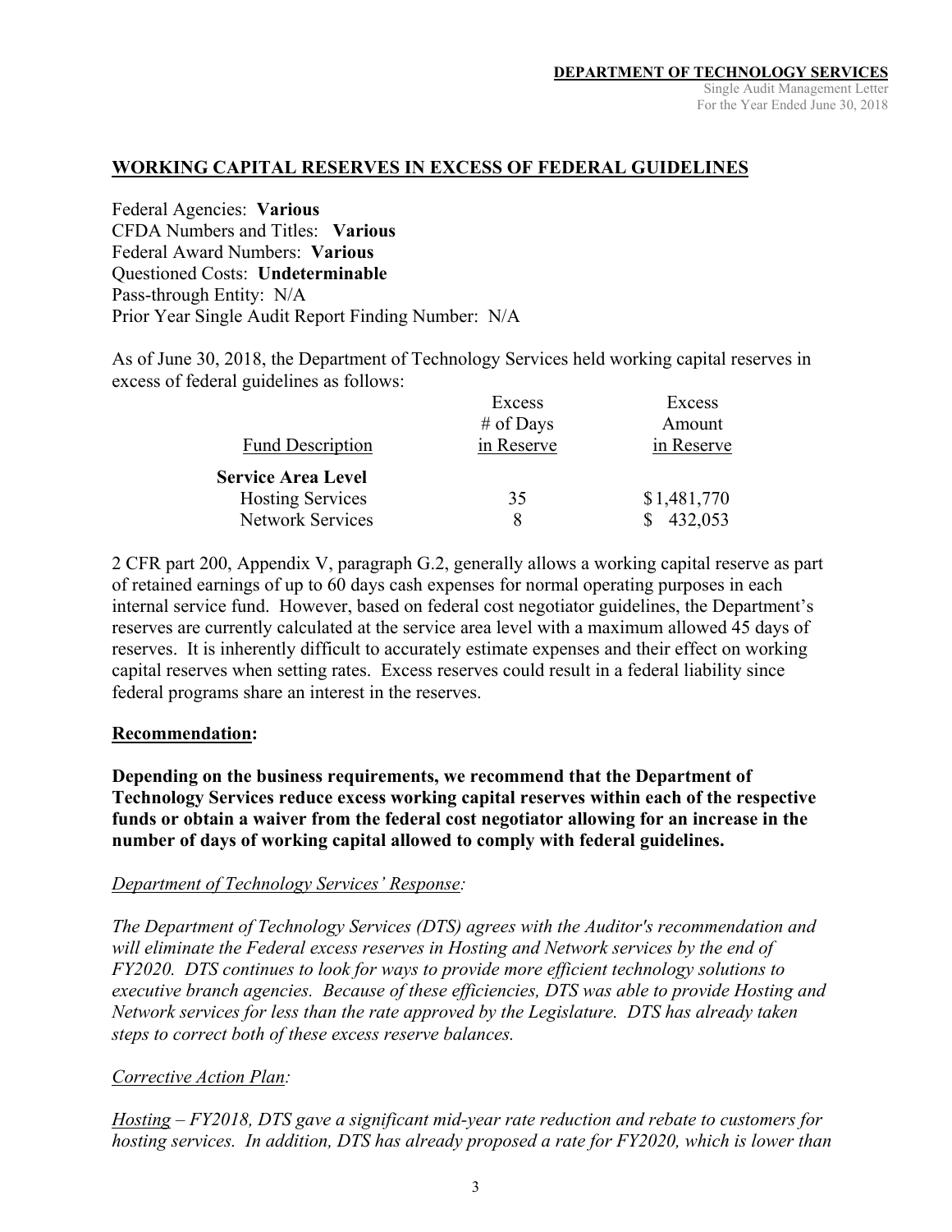## WORKING CAPITAL RESERVES IN EXCESS OF FEDERAL GUIDELINES

Federal Agencies: **Various**
CFDA Numbers and Titles: **Various**
Federal Award Numbers: **Various**
Questioned Costs: **Undeterminable**
Pass-through Entity: N/A
Prior Year Single Audit Report Finding Number: N/A

As of June 30, 2018, the Department of Technology Services held working capital reserves in excess of federal guidelines as follows:

| Fund Description | Excess # of Days in Reserve | Excess Amount in Reserve |
|---|---|---|
| **Service Area Level** | | |
| Hosting Services | 35 | $1,481,770 |
| Network Services | 8 | $ 432,053 |

2 CFR part 200, Appendix V, paragraph G.2, generally allows a working capital reserve as part of retained earnings of up to 60 days cash expenses for normal operating purposes in each internal service fund. However, based on federal cost negotiator guidelines, the Department's reserves are currently calculated at the service area level with a maximum allowed 45 days of reserves. It is inherently difficult to accurately estimate expenses and their effect on working capital reserves when setting rates. Excess reserves could result in a federal liability since federal programs share an interest in the reserves.

**Recommendation:**

**Depending on the business requirements, we recommend that the Department of Technology Services reduce excess working capital reserves within each of the respective funds or obtain a waiver from the federal cost negotiator allowing for an increase in the number of days of working capital allowed to comply with federal guidelines.**

*Department of Technology Services' Response:*

*The Department of Technology Services (DTS) agrees with the Auditor's recommendation and will eliminate the Federal excess reserves in Hosting and Network services by the end of FY2020. DTS continues to look for ways to provide more efficient technology solutions to executive branch agencies. Because of these efficiencies, DTS was able to provide Hosting and Network services for less than the rate approved by the Legislature. DTS has already taken steps to correct both of these excess reserve balances.*

*Corrective Action Plan:*

*Hosting – FY2018, DTS gave a significant mid-year rate reduction and rebate to customers for hosting services. In addition, DTS has already proposed a rate for FY2020, which is lower than*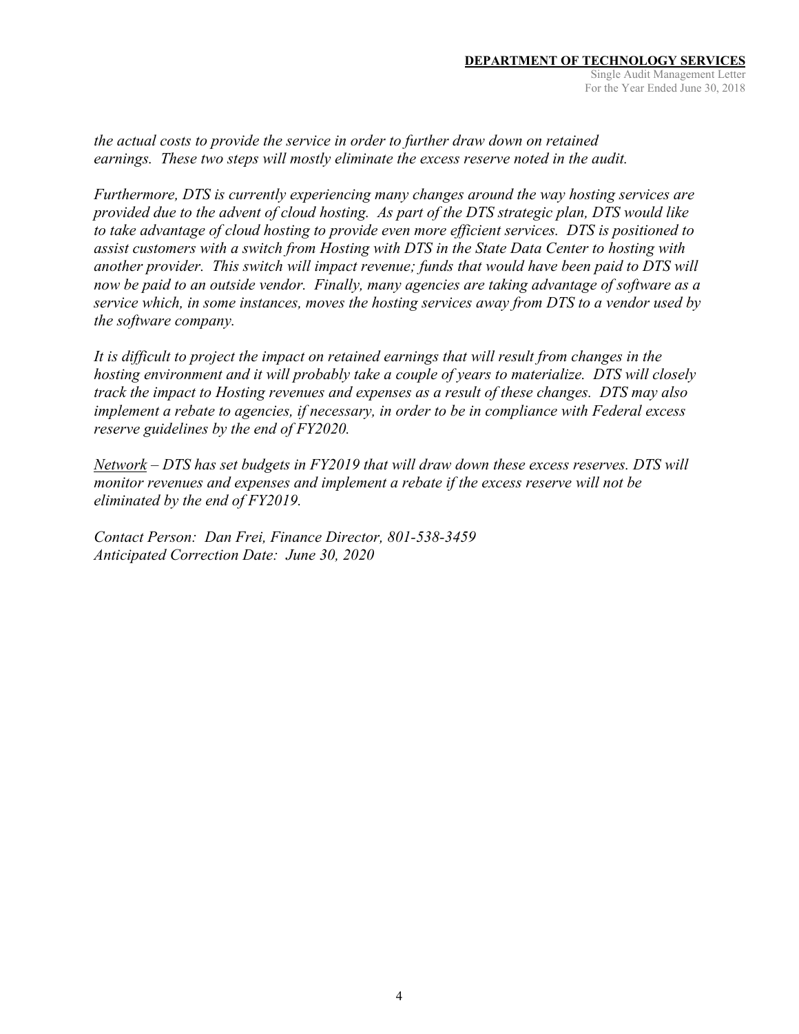*the actual costs to provide the service in order to further draw down on retained earnings. These two steps will mostly eliminate the excess reserve noted in the audit.*

*Furthermore, DTS is currently experiencing many changes around the way hosting services are provided due to the advent of cloud hosting. As part of the DTS strategic plan, DTS would like to take advantage of cloud hosting to provide even more efficient services. DTS is positioned to assist customers with a switch from Hosting with DTS in the State Data Center to hosting with another provider. This switch will impact revenue; funds that would have been paid to DTS will now be paid to an outside vendor. Finally, many agencies are taking advantage of software as a service which, in some instances, moves the hosting services away from DTS to a vendor used by the software company.*

*It is difficult to project the impact on retained earnings that will result from changes in the hosting environment and it will probably take a couple of years to materialize. DTS will closely track the impact to Hosting revenues and expenses as a result of these changes. DTS may also implement a rebate to agencies, if necessary, in order to be in compliance with Federal excess reserve guidelines by the end of FY2020.*

*<u>Network</u> – DTS has set budgets in FY2019 that will draw down these excess reserves. DTS will monitor revenues and expenses and implement a rebate if the excess reserve will not be eliminated by the end of FY2019.*

*Contact Person: Dan Frei, Finance Director, 801-538-3459*
*Anticipated Correction Date: June 30, 2020*